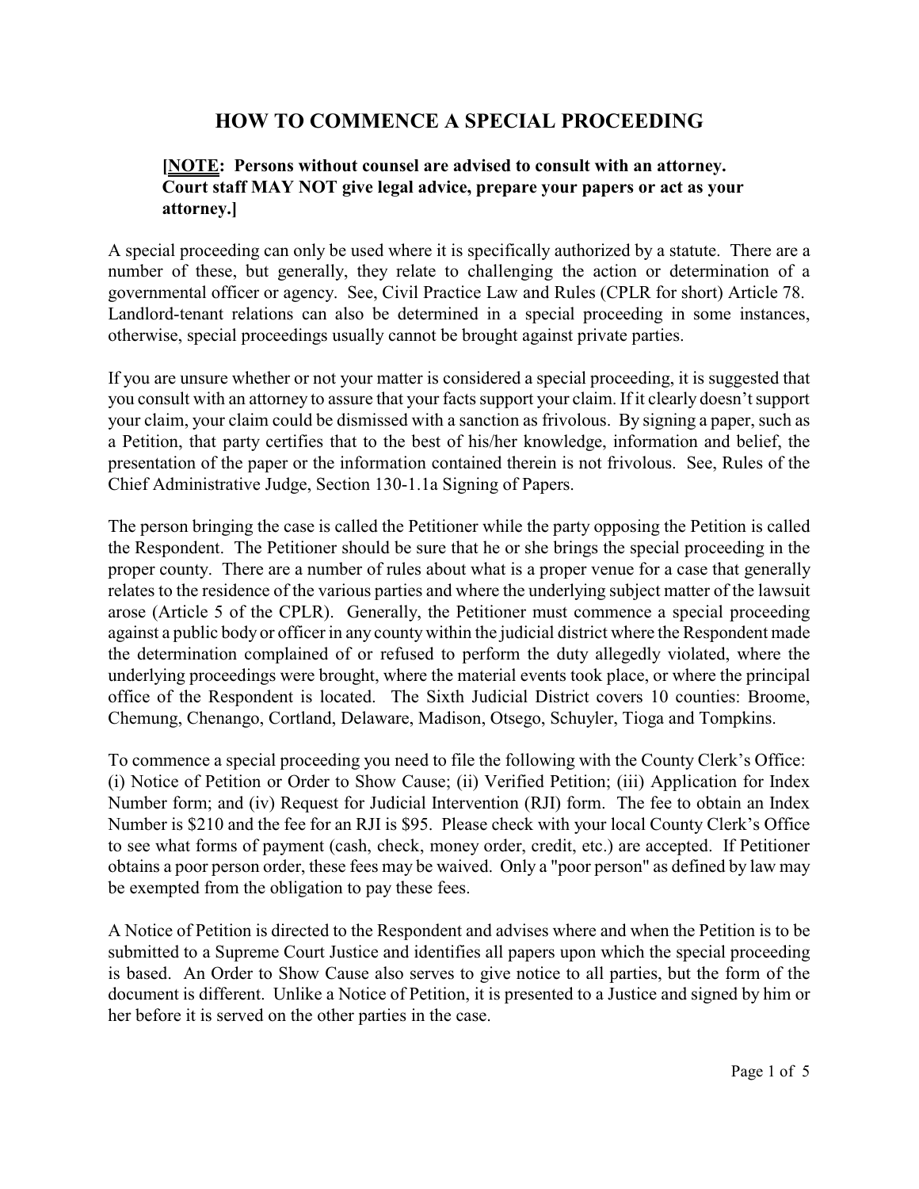# HOW TO COMMENCE A SPECIAL PROCEEDING

**[<u>NOTE</u>: Persons without counsel are advised to consult with an attorney. Court staff MAY NOT give legal advice, prepare your papers or act as your attorney.]**

A special proceeding can only be used where it is specifically authorized by a statute. There are a number of these, but generally, they relate to challenging the action or determination of a governmental officer or agency. See, Civil Practice Law and Rules (CPLR for short) Article 78. Landlord-tenant relations can also be determined in a special proceeding in some instances, otherwise, special proceedings usually cannot be brought against private parties.

If you are unsure whether or not your matter is considered a special proceeding, it is suggested that you consult with an attorney to assure that your facts support your claim. If it clearly doesn't support your claim, your claim could be dismissed with a sanction as frivolous. By signing a paper, such as a Petition, that party certifies that to the best of his/her knowledge, information and belief, the presentation of the paper or the information contained therein is not frivolous. See, Rules of the Chief Administrative Judge, Section 130-1.1a Signing of Papers.

The person bringing the case is called the Petitioner while the party opposing the Petition is called the Respondent. The Petitioner should be sure that he or she brings the special proceeding in the proper county. There are a number of rules about what is a proper venue for a case that generally relates to the residence of the various parties and where the underlying subject matter of the lawsuit arose (Article 5 of the CPLR). Generally, the Petitioner must commence a special proceeding against a public body or officer in any county within the judicial district where the Respondent made the determination complained of or refused to perform the duty allegedly violated, where the underlying proceedings were brought, where the material events took place, or where the principal office of the Respondent is located. The Sixth Judicial District covers 10 counties: Broome, Chemung, Chenango, Cortland, Delaware, Madison, Otsego, Schuyler, Tioga and Tompkins.

To commence a special proceeding you need to file the following with the County Clerk's Office: (i) Notice of Petition or Order to Show Cause; (ii) Verified Petition; (iii) Application for Index Number form; and (iv) Request for Judicial Intervention (RJI) form. The fee to obtain an Index Number is $210 and the fee for an RJI is $95. Please check with your local County Clerk's Office to see what forms of payment (cash, check, money order, credit, etc.) are accepted. If Petitioner obtains a poor person order, these fees may be waived. Only a "poor person" as defined by law may be exempted from the obligation to pay these fees.

A Notice of Petition is directed to the Respondent and advises where and when the Petition is to be submitted to a Supreme Court Justice and identifies all papers upon which the special proceeding is based. An Order to Show Cause also serves to give notice to all parties, but the form of the document is different. Unlike a Notice of Petition, it is presented to a Justice and signed by him or her before it is served on the other parties in the case.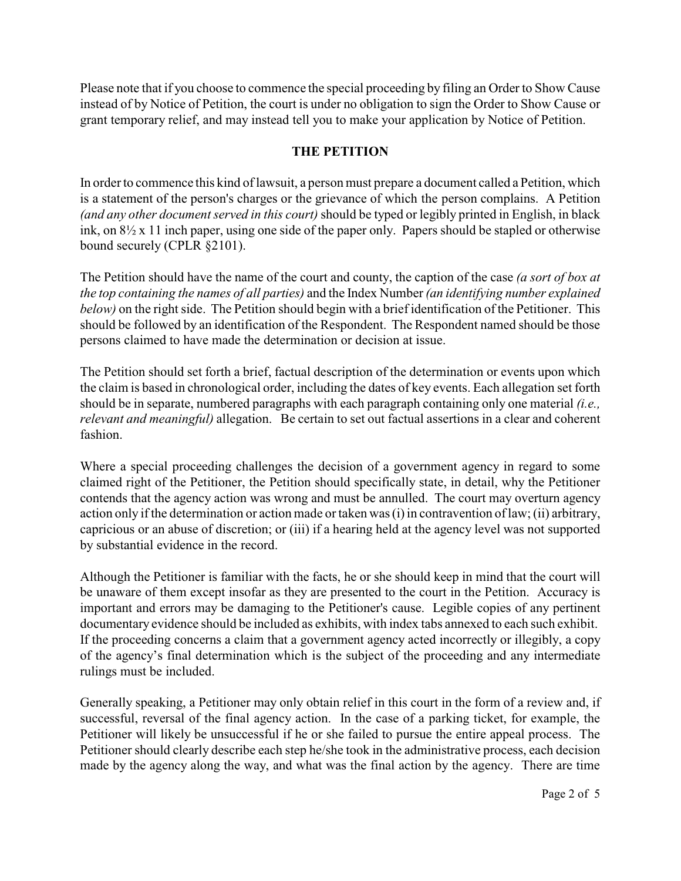Please note that if you choose to commence the special proceeding by filing an Order to Show Cause instead of by Notice of Petition, the court is under no obligation to sign the Order to Show Cause or grant temporary relief, and may instead tell you to make your application by Notice of Petition.

## THE PETITION

In order to commence this kind of lawsuit, a person must prepare a document called a Petition, which is a statement of the person's charges or the grievance of which the person complains. A Petition *(and any other document served in this court)* should be typed or legibly printed in English, in black ink, on 8½ x 11 inch paper, using one side of the paper only. Papers should be stapled or otherwise bound securely (CPLR §2101).

The Petition should have the name of the court and county, the caption of the case *(a sort of box at the top containing the names of all parties)* and the Index Number *(an identifying number explained below)* on the right side. The Petition should begin with a brief identification of the Petitioner. This should be followed by an identification of the Respondent. The Respondent named should be those persons claimed to have made the determination or decision at issue.

The Petition should set forth a brief, factual description of the determination or events upon which the claim is based in chronological order, including the dates of key events. Each allegation set forth should be in separate, numbered paragraphs with each paragraph containing only one material *(i.e., relevant and meaningful)* allegation. Be certain to set out factual assertions in a clear and coherent fashion.

Where a special proceeding challenges the decision of a government agency in regard to some claimed right of the Petitioner, the Petition should specifically state, in detail, why the Petitioner contends that the agency action was wrong and must be annulled. The court may overturn agency action only if the determination or action made or taken was (i) in contravention of law; (ii) arbitrary, capricious or an abuse of discretion; or (iii) if a hearing held at the agency level was not supported by substantial evidence in the record.

Although the Petitioner is familiar with the facts, he or she should keep in mind that the court will be unaware of them except insofar as they are presented to the court in the Petition. Accuracy is important and errors may be damaging to the Petitioner's cause. Legible copies of any pertinent documentary evidence should be included as exhibits, with index tabs annexed to each such exhibit. If the proceeding concerns a claim that a government agency acted incorrectly or illegibly, a copy of the agency's final determination which is the subject of the proceeding and any intermediate rulings must be included.

Generally speaking, a Petitioner may only obtain relief in this court in the form of a review and, if successful, reversal of the final agency action. In the case of a parking ticket, for example, the Petitioner will likely be unsuccessful if he or she failed to pursue the entire appeal process. The Petitioner should clearly describe each step he/she took in the administrative process, each decision made by the agency along the way, and what was the final action by the agency. There are time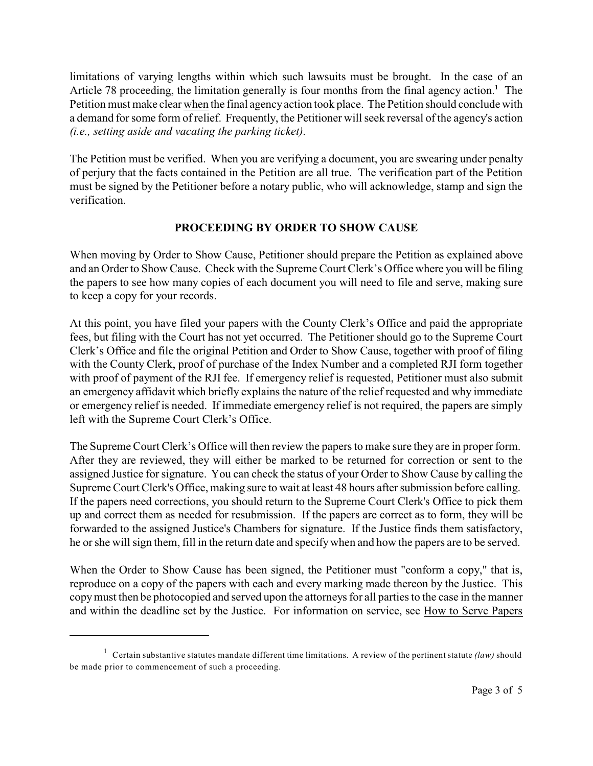limitations of varying lengths within which such lawsuits must be brought. In the case of an Article 78 proceeding, the limitation generally is four months from the final agency action.[1] The Petition must make clear when the final agency action took place. The Petition should conclude with a demand for some form of relief. Frequently, the Petitioner will seek reversal of the agency's action *(i.e., setting aside and vacating the parking ticket)*.

The Petition must be verified. When you are verifying a document, you are swearing under penalty of perjury that the facts contained in the Petition are all true. The verification part of the Petition must be signed by the Petitioner before a notary public, who will acknowledge, stamp and sign the verification.

## PROCEEDING BY ORDER TO SHOW CAUSE

When moving by Order to Show Cause, Petitioner should prepare the Petition as explained above and an Order to Show Cause. Check with the Supreme Court Clerk's Office where you will be filing the papers to see how many copies of each document you will need to file and serve, making sure to keep a copy for your records.

At this point, you have filed your papers with the County Clerk's Office and paid the appropriate fees, but filing with the Court has not yet occurred. The Petitioner should go to the Supreme Court Clerk's Office and file the original Petition and Order to Show Cause, together with proof of filing with the County Clerk, proof of purchase of the Index Number and a completed RJI form together with proof of payment of the RJI fee. If emergency relief is requested, Petitioner must also submit an emergency affidavit which briefly explains the nature of the relief requested and why immediate or emergency relief is needed. If immediate emergency relief is not required, the papers are simply left with the Supreme Court Clerk's Office.

The Supreme Court Clerk's Office will then review the papers to make sure they are in proper form. After they are reviewed, they will either be marked to be returned for correction or sent to the assigned Justice for signature. You can check the status of your Order to Show Cause by calling the Supreme Court Clerk's Office, making sure to wait at least 48 hours after submission before calling. If the papers need corrections, you should return to the Supreme Court Clerk's Office to pick them up and correct them as needed for resubmission. If the papers are correct as to form, they will be forwarded to the assigned Justice's Chambers for signature. If the Justice finds them satisfactory, he or she will sign them, fill in the return date and specify when and how the papers are to be served.

When the Order to Show Cause has been signed, the Petitioner must "conform a copy," that is, reproduce on a copy of the papers with each and every marking made thereon by the Justice. This copy must then be photocopied and served upon the attorneys for all parties to the case in the manner and within the deadline set by the Justice. For information on service, see How to Serve Papers

---

[1] Certain substantive statutes mandate different time limitations. A review of the pertinent statute *(law)* should be made prior to commencement of such a proceeding.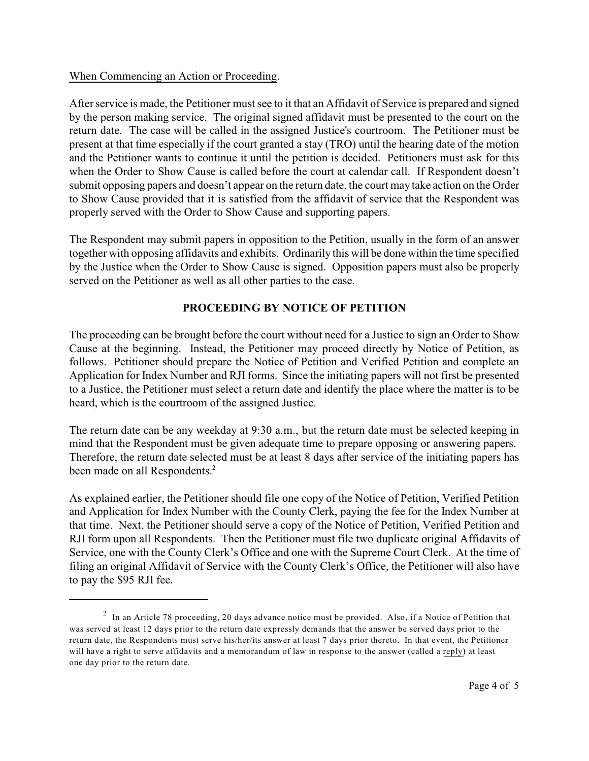When Commencing an Action or Proceeding.

After service is made, the Petitioner must see to it that an Affidavit of Service is prepared and signed by the person making service. The original signed affidavit must be presented to the court on the return date. The case will be called in the assigned Justice's courtroom. The Petitioner must be present at that time especially if the court granted a stay (TRO) until the hearing date of the motion and the Petitioner wants to continue it until the petition is decided. Petitioners must ask for this when the Order to Show Cause is called before the court at calendar call. If Respondent doesn't submit opposing papers and doesn't appear on the return date, the court may take action on the Order to Show Cause provided that it is satisfied from the affidavit of service that the Respondent was properly served with the Order to Show Cause and supporting papers.

The Respondent may submit papers in opposition to the Petition, usually in the form of an answer together with opposing affidavits and exhibits. Ordinarily this will be done within the time specified by the Justice when the Order to Show Cause is signed. Opposition papers must also be properly served on the Petitioner as well as all other parties to the case.

## PROCEEDING BY NOTICE OF PETITION

The proceeding can be brought before the court without need for a Justice to sign an Order to Show Cause at the beginning. Instead, the Petitioner may proceed directly by Notice of Petition, as follows. Petitioner should prepare the Notice of Petition and Verified Petition and complete an Application for Index Number and RJI forms. Since the initiating papers will not first be presented to a Justice, the Petitioner must select a return date and identify the place where the matter is to be heard, which is the courtroom of the assigned Justice.

The return date can be any weekday at 9:30 a.m., but the return date must be selected keeping in mind that the Respondent must be given adequate time to prepare opposing or answering papers. Therefore, the return date selected must be at least 8 days after service of the initiating papers has been made on all Respondents.[2]

As explained earlier, the Petitioner should file one copy of the Notice of Petition, Verified Petition and Application for Index Number with the County Clerk, paying the fee for the Index Number at that time. Next, the Petitioner should serve a copy of the Notice of Petition, Verified Petition and RJI form upon all Respondents. Then the Petitioner must file two duplicate original Affidavits of Service, one with the County Clerk's Office and one with the Supreme Court Clerk. At the time of filing an original Affidavit of Service with the County Clerk's Office, the Petitioner will also have to pay the $95 RJI fee.

---

[2] In an Article 78 proceeding, 20 days advance notice must be provided. Also, if a Notice of Petition that was served at least 12 days prior to the return date expressly demands that the answer be served days prior to the return date, the Respondents must serve his/her/its answer at least 7 days prior thereto. In that event, the Petitioner will have a right to serve affidavits and a memorandum of law in response to the answer (called a reply) at least one day prior to the return date.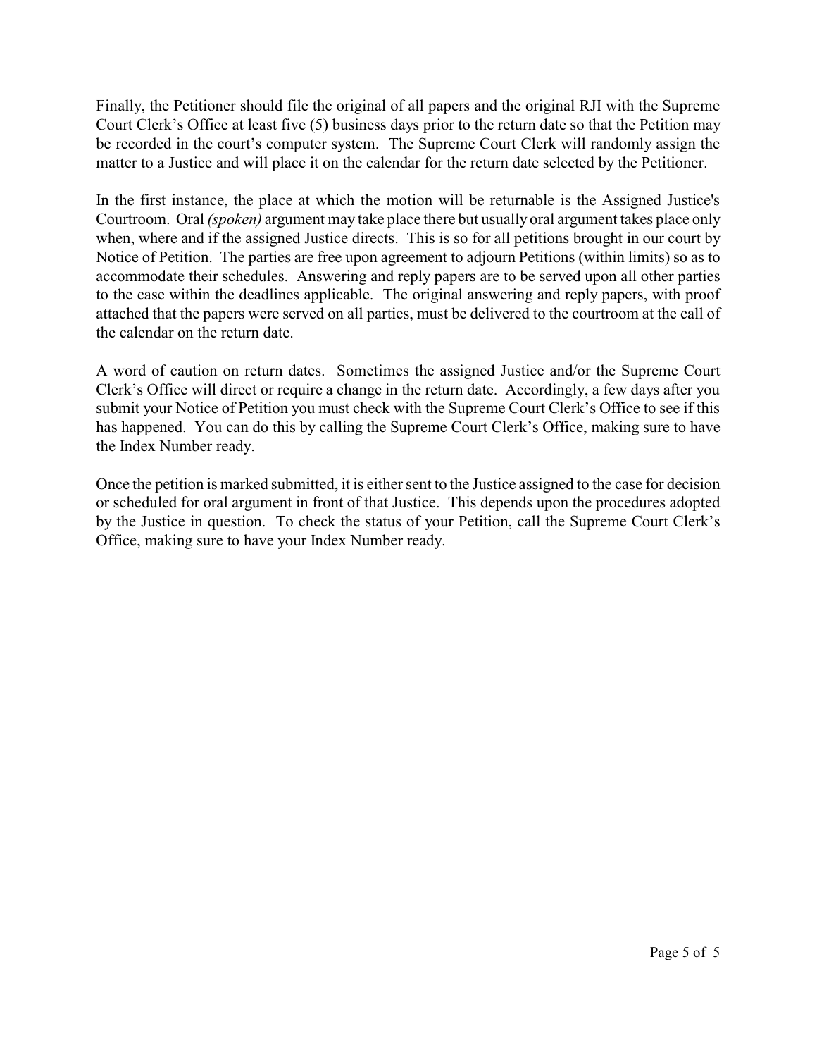Finally, the Petitioner should file the original of all papers and the original RJI with the Supreme Court Clerk's Office at least five (5) business days prior to the return date so that the Petition may be recorded in the court's computer system. The Supreme Court Clerk will randomly assign the matter to a Justice and will place it on the calendar for the return date selected by the Petitioner.

In the first instance, the place at which the motion will be returnable is the Assigned Justice's Courtroom. Oral *(spoken)* argument may take place there but usually oral argument takes place only when, where and if the assigned Justice directs. This is so for all petitions brought in our court by Notice of Petition. The parties are free upon agreement to adjourn Petitions (within limits) so as to accommodate their schedules. Answering and reply papers are to be served upon all other parties to the case within the deadlines applicable. The original answering and reply papers, with proof attached that the papers were served on all parties, must be delivered to the courtroom at the call of the calendar on the return date.

A word of caution on return dates. Sometimes the assigned Justice and/or the Supreme Court Clerk's Office will direct or require a change in the return date. Accordingly, a few days after you submit your Notice of Petition you must check with the Supreme Court Clerk's Office to see if this has happened. You can do this by calling the Supreme Court Clerk's Office, making sure to have the Index Number ready.

Once the petition is marked submitted, it is either sent to the Justice assigned to the case for decision or scheduled for oral argument in front of that Justice. This depends upon the procedures adopted by the Justice in question. To check the status of your Petition, call the Supreme Court Clerk's Office, making sure to have your Index Number ready.